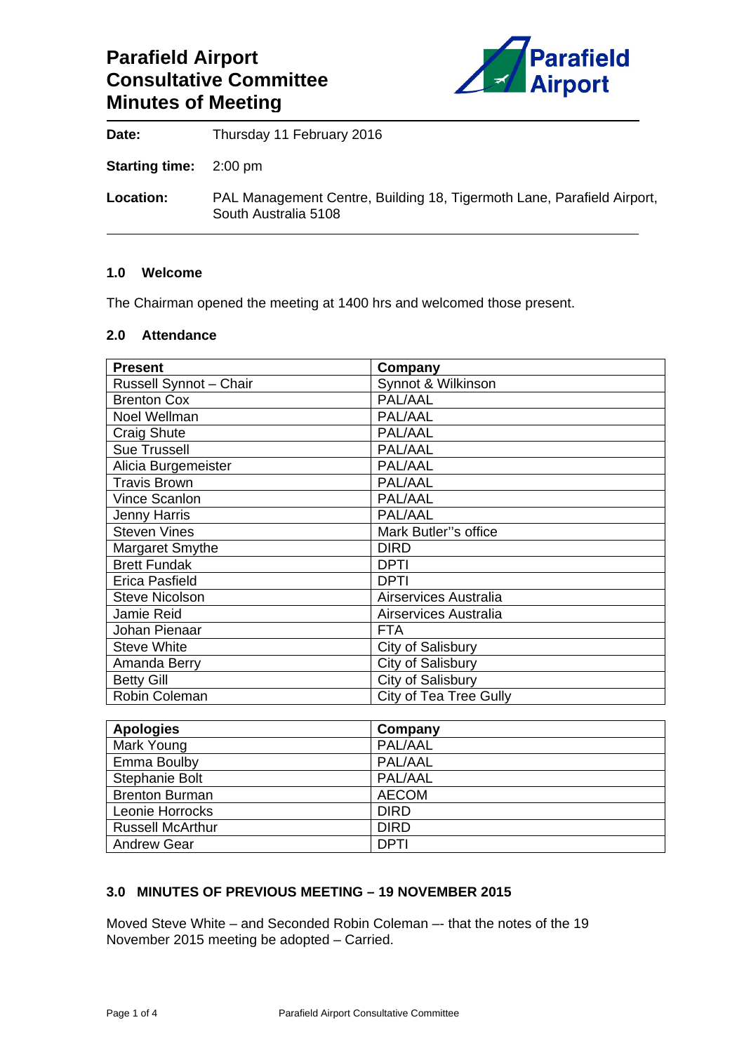# Parafield Airport Consultative Committee Minutes of Meeting

**Date:** Thursday 11 February 2016

**Starting time:** 2:00 pm

**Location:** PAL Management Centre, Building 18, Tigermoth Lane, Parafield Airport, South Australia 5108

### 1.0 Welcome

The Chairman opened the meeting at 1400 hrs and welcomed those present.

### 2.0 Attendance

| Present | Company |
|---|---|
| Russell Synnot – Chair | Synnot & Wilkinson |
| Brenton Cox | PAL/AAL |
| Noel Wellman | PAL/AAL |
| Craig Shute | PAL/AAL |
| Sue Trussell | PAL/AAL |
| Alicia Burgemeister | PAL/AAL |
| Travis Brown | PAL/AAL |
| Vince Scanlon | PAL/AAL |
| Jenny Harris | PAL/AAL |
| Steven Vines | Mark Butler"s office |
| Margaret Smythe | DIRD |
| Brett Fundak | DPTI |
| Erica Pasfield | DPTI |
| Steve Nicolson | Airservices Australia |
| Jamie Reid | Airservices Australia |
| Johan Pienaar | FTA |
| Steve White | City of Salisbury |
| Amanda Berry | City of Salisbury |
| Betty Gill | City of Salisbury |
| Robin Coleman | City of Tea Tree Gully |

| Apologies | Company |
|---|---|
| Mark Young | PAL/AAL |
| Emma Boulby | PAL/AAL |
| Stephanie Bolt | PAL/AAL |
| Brenton Burman | AECOM |
| Leonie Horrocks | DIRD |
| Russell McArthur | DIRD |
| Andrew Gear | DPTI |

### 3.0 MINUTES OF PREVIOUS MEETING – 19 NOVEMBER 2015

Moved Steve White – and Seconded Robin Coleman –- that the notes of the 19 November 2015 meeting be adopted – Carried.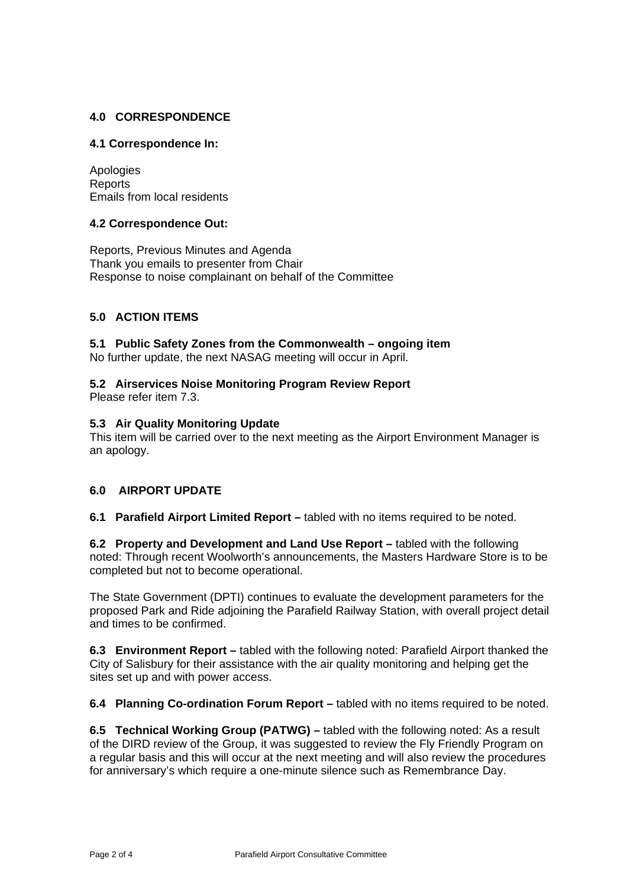## 4.0 CORRESPONDENCE

### 4.1 Correspondence In:

Apologies
Reports
Emails from local residents

### 4.2 Correspondence Out:

Reports, Previous Minutes and Agenda
Thank you emails to presenter from Chair
Response to noise complainant on behalf of the Committee

## 5.0 ACTION ITEMS

**5.1 Public Safety Zones from the Commonwealth – ongoing item**
No further update, the next NASAG meeting will occur in April.

**5.2 Airservices Noise Monitoring Program Review Report**
Please refer item 7.3.

**5.3 Air Quality Monitoring Update**
This item will be carried over to the next meeting as the Airport Environment Manager is an apology.

## 6.0 AIRPORT UPDATE

**6.1 Parafield Airport Limited Report –** tabled with no items required to be noted.

**6.2 Property and Development and Land Use Report –** tabled with the following noted: Through recent Woolworth's announcements, the Masters Hardware Store is to be completed but not to become operational.

The State Government (DPTI) continues to evaluate the development parameters for the proposed Park and Ride adjoining the Parafield Railway Station, with overall project detail and times to be confirmed.

**6.3 Environment Report –** tabled with the following noted: Parafield Airport thanked the City of Salisbury for their assistance with the air quality monitoring and helping get the sites set up and with power access.

**6.4 Planning Co-ordination Forum Report –** tabled with no items required to be noted.

**6.5 Technical Working Group (PATWG) –** tabled with the following noted: As a result of the DIRD review of the Group, it was suggested to review the Fly Friendly Program on a regular basis and this will occur at the next meeting and will also review the procedures for anniversary's which require a one-minute silence such as Remembrance Day.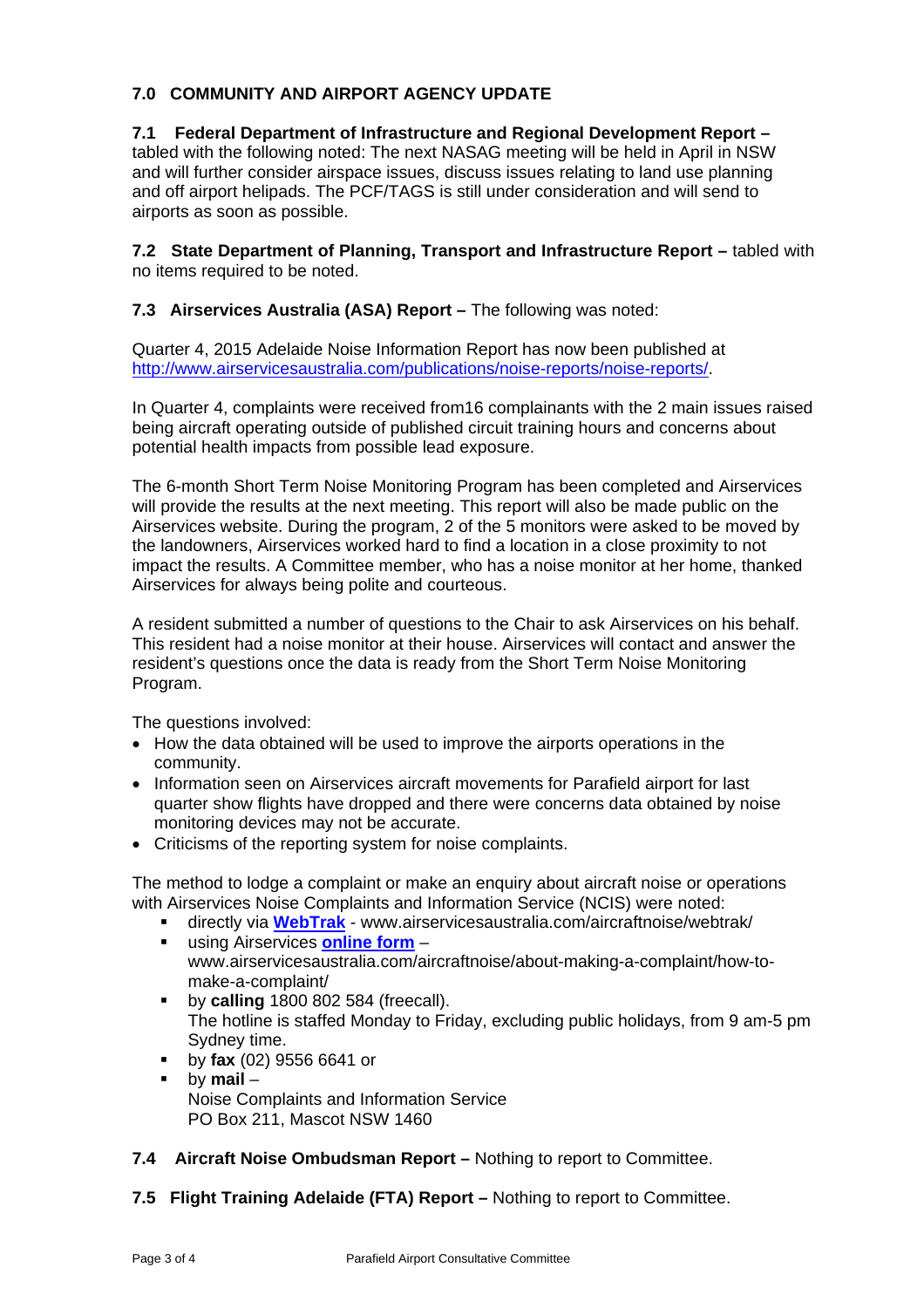## 7.0 COMMUNITY AND AIRPORT AGENCY UPDATE

**7.1 Federal Department of Infrastructure and Regional Development Report –** tabled with the following noted: The next NASAG meeting will be held in April in NSW and will further consider airspace issues, discuss issues relating to land use planning and off airport helipads. The PCF/TAGS is still under consideration and will send to airports as soon as possible.

**7.2 State Department of Planning, Transport and Infrastructure Report –** tabled with no items required to be noted.

**7.3 Airservices Australia (ASA) Report –** The following was noted:

Quarter 4, 2015 Adelaide Noise Information Report has now been published at http://www.airservicesaustralia.com/publications/noise-reports/noise-reports/.

In Quarter 4, complaints were received from16 complainants with the 2 main issues raised being aircraft operating outside of published circuit training hours and concerns about potential health impacts from possible lead exposure.

The 6-month Short Term Noise Monitoring Program has been completed and Airservices will provide the results at the next meeting. This report will also be made public on the Airservices website. During the program, 2 of the 5 monitors were asked to be moved by the landowners, Airservices worked hard to find a location in a close proximity to not impact the results. A Committee member, who has a noise monitor at her home, thanked Airservices for always being polite and courteous.

A resident submitted a number of questions to the Chair to ask Airservices on his behalf. This resident had a noise monitor at their house. Airservices will contact and answer the resident's questions once the data is ready from the Short Term Noise Monitoring Program.

The questions involved:

- How the data obtained will be used to improve the airports operations in the community.
- Information seen on Airservices aircraft movements for Parafield airport for last quarter show flights have dropped and there were concerns data obtained by noise monitoring devices may not be accurate.
- Criticisms of the reporting system for noise complaints.

The method to lodge a complaint or make an enquiry about aircraft noise or operations with Airservices Noise Complaints and Information Service (NCIS) were noted:

- directly via **WebTrak** - www.airservicesaustralia.com/aircraftnoise/webtrak/
- using Airservices **online form** – www.airservicesaustralia.com/aircraftnoise/about-making-a-complaint/how-to-make-a-complaint/
- by **calling** 1800 802 584 (freecall). The hotline is staffed Monday to Friday, excluding public holidays, from 9 am-5 pm Sydney time.
- by **fax** (02) 9556 6641 or
- by **mail** – Noise Complaints and Information Service PO Box 211, Mascot NSW 1460

**7.4 Aircraft Noise Ombudsman Report –** Nothing to report to Committee.

**7.5 Flight Training Adelaide (FTA) Report –** Nothing to report to Committee.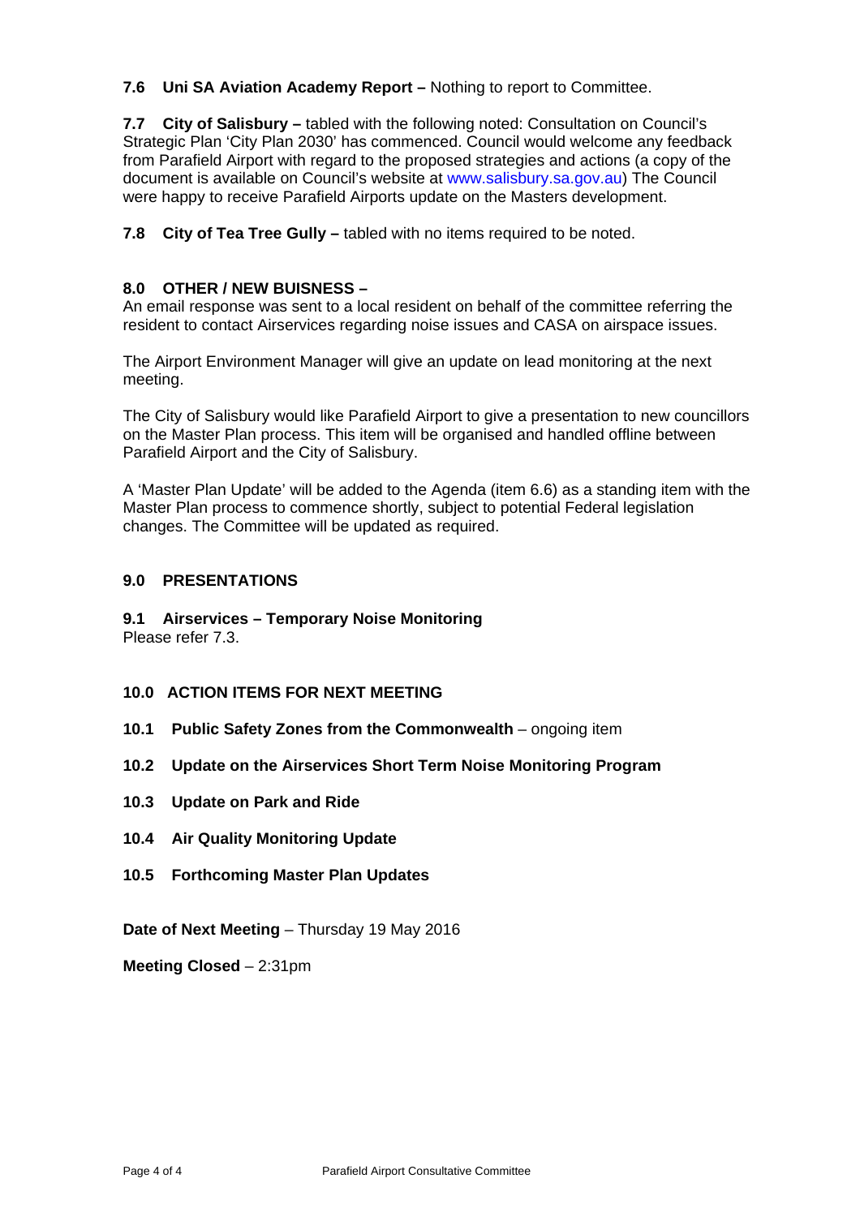**7.6 Uni SA Aviation Academy Report –** Nothing to report to Committee.

**7.7 City of Salisbury –** tabled with the following noted: Consultation on Council's Strategic Plan 'City Plan 2030' has commenced. Council would welcome any feedback from Parafield Airport with regard to the proposed strategies and actions (a copy of the document is available on Council's website at www.salisbury.sa.gov.au) The Council were happy to receive Parafield Airports update on the Masters development.

**7.8 City of Tea Tree Gully –** tabled with no items required to be noted.

## 8.0 OTHER / NEW BUISNESS –

An email response was sent to a local resident on behalf of the committee referring the resident to contact Airservices regarding noise issues and CASA on airspace issues.

The Airport Environment Manager will give an update on lead monitoring at the next meeting.

The City of Salisbury would like Parafield Airport to give a presentation to new councillors on the Master Plan process. This item will be organised and handled offline between Parafield Airport and the City of Salisbury.

A 'Master Plan Update' will be added to the Agenda (item 6.6) as a standing item with the Master Plan process to commence shortly, subject to potential Federal legislation changes. The Committee will be updated as required.

## 9.0 PRESENTATIONS

**9.1 Airservices – Temporary Noise Monitoring**
Please refer 7.3.

## 10.0 ACTION ITEMS FOR NEXT MEETING

**10.1 Public Safety Zones from the Commonwealth** – ongoing item

**10.2 Update on the Airservices Short Term Noise Monitoring Program**

**10.3 Update on Park and Ride**

**10.4 Air Quality Monitoring Update**

**10.5 Forthcoming Master Plan Updates**

**Date of Next Meeting** – Thursday 19 May 2016

**Meeting Closed** – 2:31pm